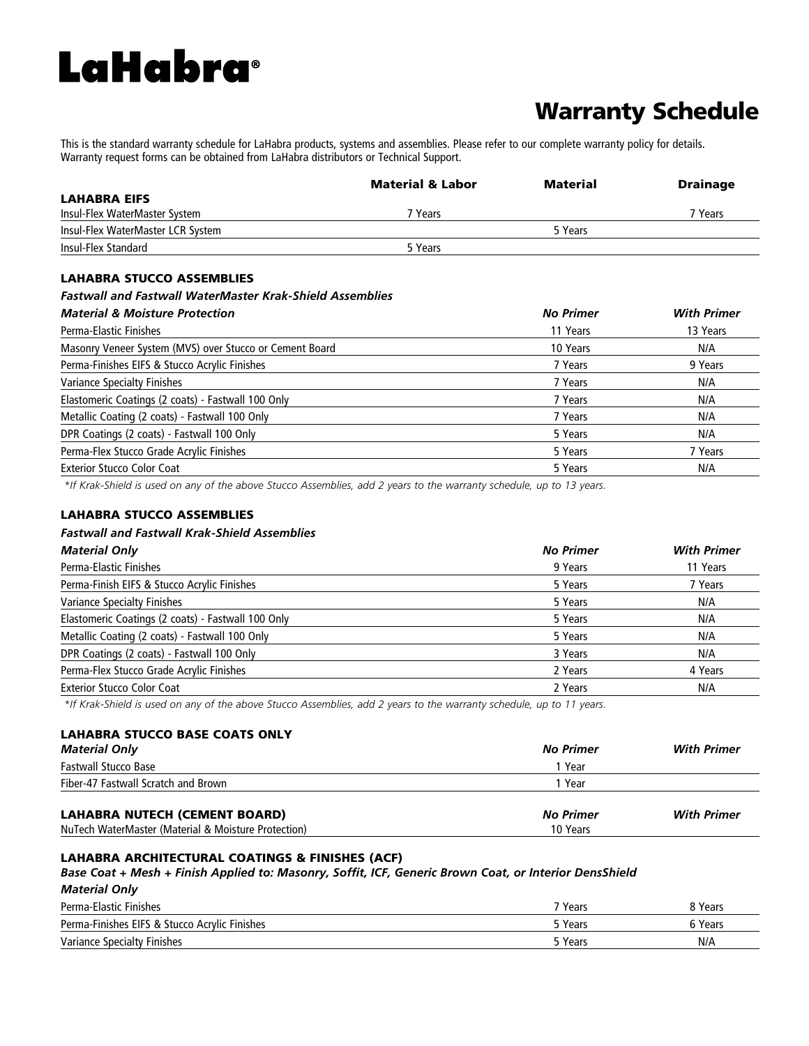# LaHabra®

## Warranty Schedule

This is the standard warranty schedule for LaHabra products, systems and assemblies. Please refer to our complete warranty policy for details. Warranty request forms can be obtained from LaHabra distributors or Technical Support.

| **LAHABRA EIFS** | **Material & Labor** | **Material** | **Drainage** |
|---|---|---|---|
| Insul-Flex WaterMaster System | 7 Years | | 7 Years |
| Insul-Flex WaterMaster LCR System | | 5 Years | |
| Insul-Flex Standard | 5 Years | | |

### LAHABRA STUCCO ASSEMBLIES

***Fastwall and Fastwall WaterMaster Krak-Shield Assemblies***

| ***Material & Moisture Protection*** | ***No Primer*** | ***With Primer*** |
|---|---|---|
| Perma-Elastic Finishes | 11 Years | 13 Years |
| Masonry Veneer System (MVS) over Stucco or Cement Board | 10 Years | N/A |
| Perma-Finishes EIFS & Stucco Acrylic Finishes | 7 Years | 9 Years |
| Variance Specialty Finishes | 7 Years | N/A |
| Elastomeric Coatings (2 coats) - Fastwall 100 Only | 7 Years | N/A |
| Metallic Coating (2 coats) - Fastwall 100 Only | 7 Years | N/A |
| DPR Coatings (2 coats) - Fastwall 100 Only | 5 Years | N/A |
| Perma-Flex Stucco Grade Acrylic Finishes | 5 Years | 7 Years |
| Exterior Stucco Color Coat | 5 Years | N/A |

*\*If Krak-Shield is used on any of the above Stucco Assemblies, add 2 years to the warranty schedule, up to 13 years.*

### LAHABRA STUCCO ASSEMBLIES

***Fastwall and Fastwall Krak-Shield Assemblies***

| ***Material Only*** | ***No Primer*** | ***With Primer*** |
|---|---|---|
| Perma-Elastic Finishes | 9 Years | 11 Years |
| Perma-Finish EIFS & Stucco Acrylic Finishes | 5 Years | 7 Years |
| Variance Specialty Finishes | 5 Years | N/A |
| Elastomeric Coatings (2 coats) - Fastwall 100 Only | 5 Years | N/A |
| Metallic Coating (2 coats) - Fastwall 100 Only | 5 Years | N/A |
| DPR Coatings (2 coats) - Fastwall 100 Only | 3 Years | N/A |
| Perma-Flex Stucco Grade Acrylic Finishes | 2 Years | 4 Years |
| Exterior Stucco Color Coat | 2 Years | N/A |

*\*If Krak-Shield is used on any of the above Stucco Assemblies, add 2 years to the warranty schedule, up to 11 years.*

### LAHABRA STUCCO BASE COATS ONLY

| ***Material Only*** | ***No Primer*** | ***With Primer*** |
|---|---|---|
| Fastwall Stucco Base | 1 Year | |
| Fiber-47 Fastwall Scratch and Brown | 1 Year | |

| **LAHABRA NUTECH (CEMENT BOARD)** | ***No Primer*** | ***With Primer*** |
|---|---|---|
| NuTech WaterMaster (Material & Moisture Protection) | 10 Years | |

### LAHABRA ARCHITECTURAL COATINGS & FINISHES (ACF)

***Base Coat + Mesh + Finish Applied to: Masonry, Soffit, ICF, Generic Brown Coat, or Interior DensShield***

| ***Material Only*** | | |
|---|---|---|
| Perma-Elastic Finishes | 7 Years | 8 Years |
| Perma-Finishes EIFS & Stucco Acrylic Finishes | 5 Years | 6 Years |
| Variance Specialty Finishes | 5 Years | N/A |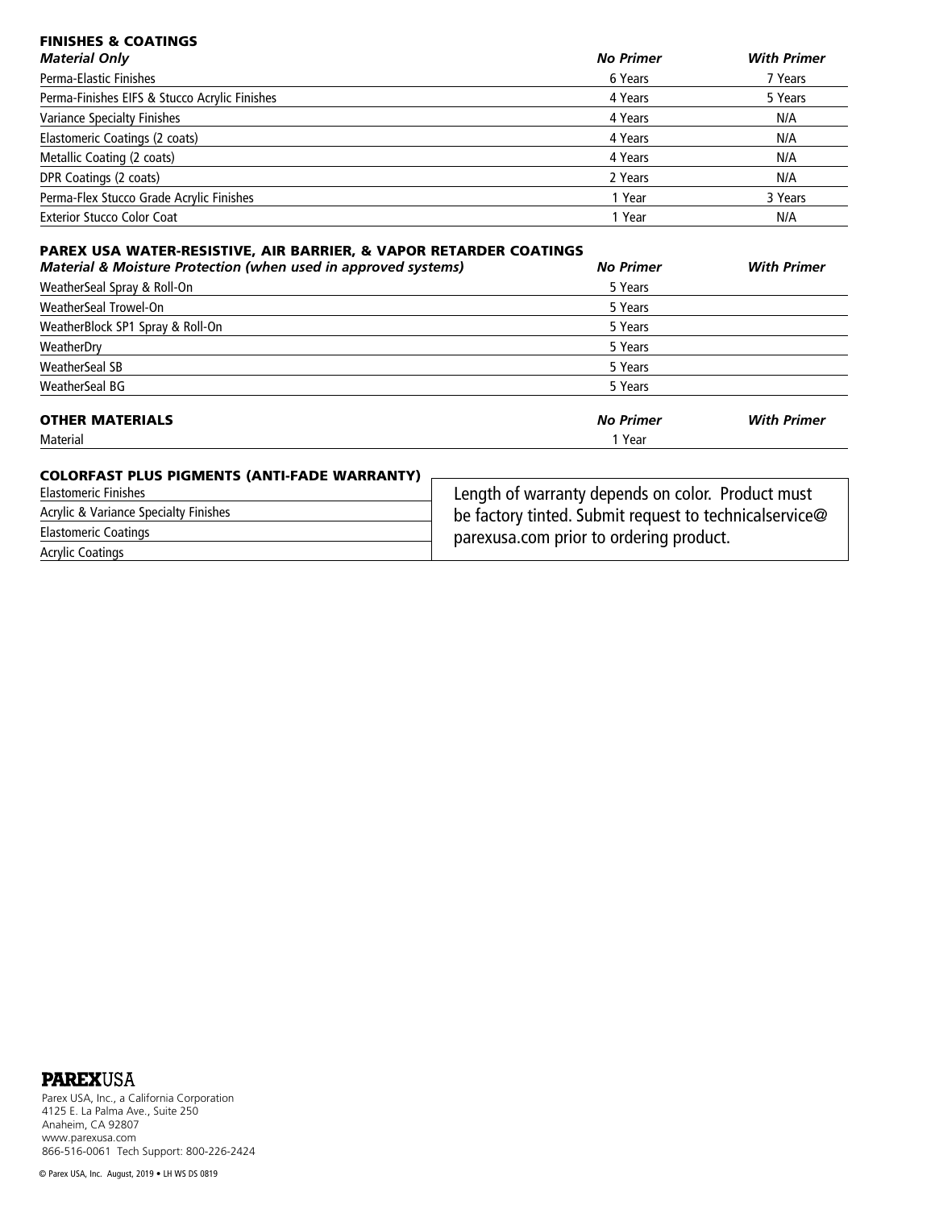## FINISHES & COATINGS

| *Material Only* | *No Primer* | *With Primer* |
|---|---|---|
| Perma-Elastic Finishes | 6 Years | 7 Years |
| Perma-Finishes EIFS & Stucco Acrylic Finishes | 4 Years | 5 Years |
| Variance Specialty Finishes | 4 Years | N/A |
| Elastomeric Coatings (2 coats) | 4 Years | N/A |
| Metallic Coating (2 coats) | 4 Years | N/A |
| DPR Coatings (2 coats) | 2 Years | N/A |
| Perma-Flex Stucco Grade Acrylic Finishes | 1 Year | 3 Years |
| Exterior Stucco Color Coat | 1 Year | N/A |

## PAREX USA WATER-RESISTIVE, AIR BARRIER, & VAPOR RETARDER COATINGS

| *Material & Moisture Protection (when used in approved systems)* | *No Primer* | *With Primer* |
|---|---|---|
| WeatherSeal Spray & Roll-On | 5 Years | |
| WeatherSeal Trowel-On | 5 Years | |
| WeatherBlock SP1 Spray & Roll-On | 5 Years | |
| WeatherDry | 5 Years | |
| WeatherSeal SB | 5 Years | |
| WeatherSeal BG | 5 Years | |

## OTHER MATERIALS

| | *No Primer* | *With Primer* |
|---|---|---|
| Material | 1 Year | |

## COLORFAST PLUS PIGMENTS (ANTI-FADE WARRANTY)

| | |
|---|---|
| Elastomeric Finishes | Length of warranty depends on color. Product must be factory tinted. Submit request to technicalservice@parexusa.com prior to ordering product. |
| Acrylic & Variance Specialty Finishes | |
| Elastomeric Coatings | |
| Acrylic Coatings | |

**PAREX**USA

Parex USA, Inc., a California Corporation
4125 E. La Palma Ave., Suite 250
Anaheim, CA 92807
www.parexusa.com
866-516-0061 Tech Support: 800-226-2424

© Parex USA, Inc. August, 2019 • LH WS DS 0819